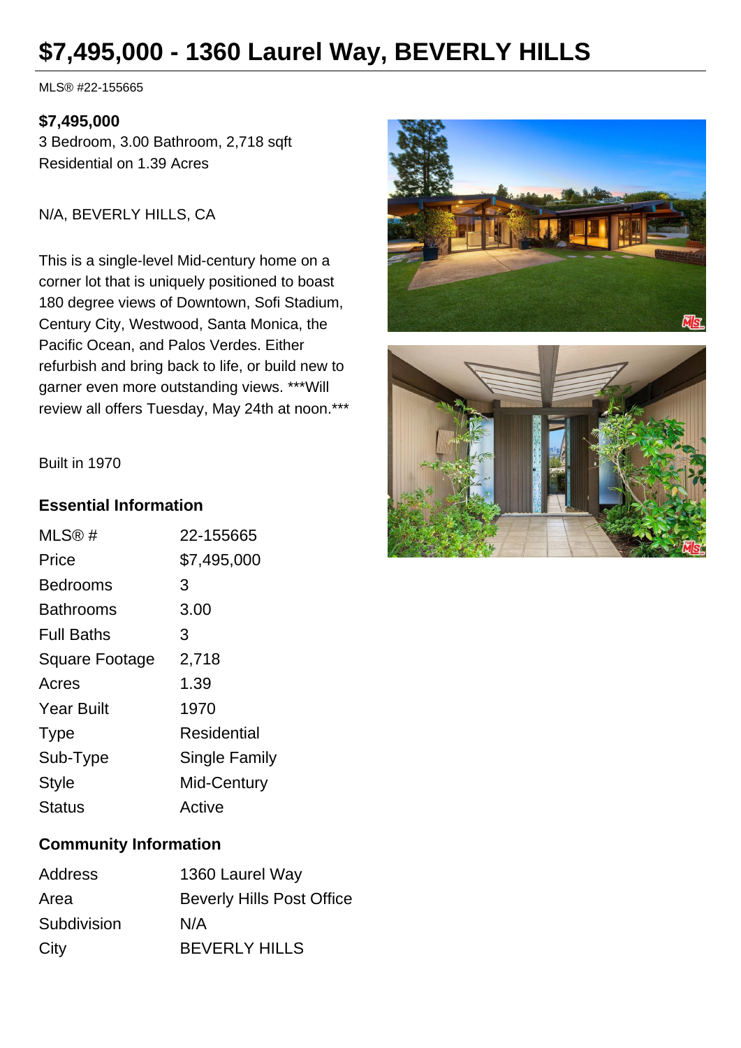# $7,495,000 - 1360 Laurel Way, BEVERLY HILLS

MLS® #22-155665

**$7,495,000**
3 Bedroom, 3.00 Bathroom, 2,718 sqft
Residential on 1.39 Acres

N/A, BEVERLY HILLS, CA

This is a single-level Mid-century home on a corner lot that is uniquely positioned to boast 180 degree views of Downtown, Sofi Stadium, Century City, Westwood, Santa Monica, the Pacific Ocean, and Palos Verdes. Either refurbish and bring back to life, or build new to garner even more outstanding views. ***Will review all offers Tuesday, May 24th at noon.***

Built in 1970

### Essential Information

| | |
|---|---|
| MLS® # | 22-155665 |
| Price | $7,495,000 |
| Bedrooms | 3 |
| Bathrooms | 3.00 |
| Full Baths | 3 |
| Square Footage | 2,718 |
| Acres | 1.39 |
| Year Built | 1970 |
| Type | Residential |
| Sub-Type | Single Family |
| Style | Mid-Century |
| Status | Active |

### Community Information

| | |
|---|---|
| Address | 1360 Laurel Way |
| Area | Beverly Hills Post Office |
| Subdivision | N/A |
| City | BEVERLY HILLS |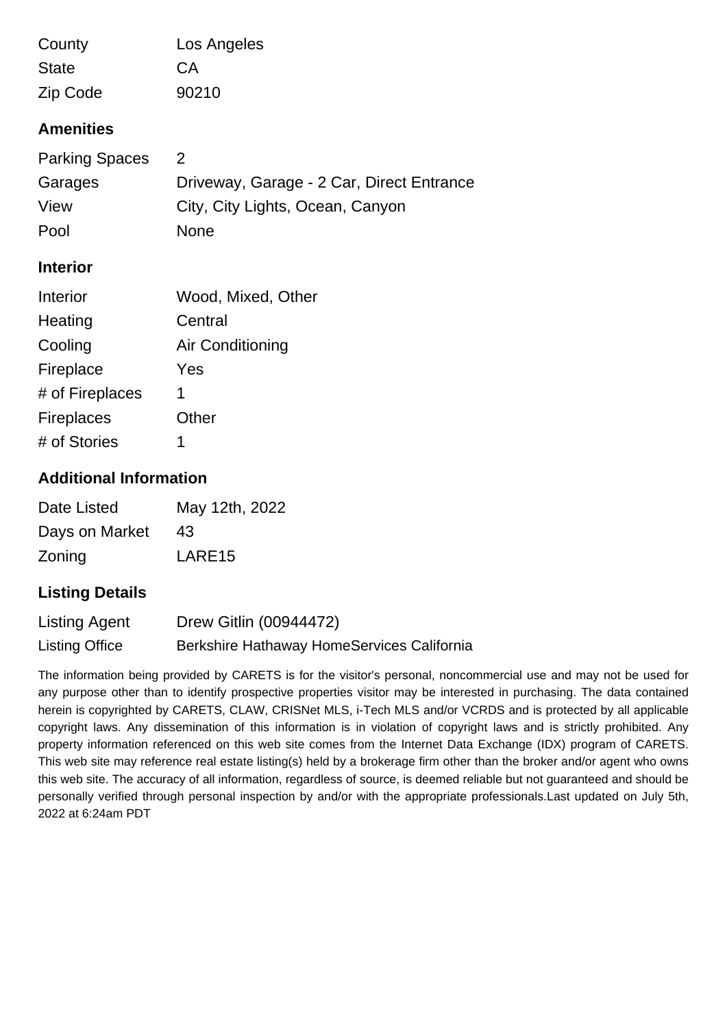| | |
|---|---|
| County | Los Angeles |
| State | CA |
| Zip Code | 90210 |

## Amenities

| | |
|---|---|
| Parking Spaces | 2 |
| Garages | Driveway, Garage - 2 Car, Direct Entrance |
| View | City, City Lights, Ocean, Canyon |
| Pool | None |

## Interior

| | |
|---|---|
| Interior | Wood, Mixed, Other |
| Heating | Central |
| Cooling | Air Conditioning |
| Fireplace | Yes |
| # of Fireplaces | 1 |
| Fireplaces | Other |
| # of Stories | 1 |

## Additional Information

| | |
|---|---|
| Date Listed | May 12th, 2022 |
| Days on Market | 43 |
| Zoning | LARE15 |

## Listing Details

| | |
|---|---|
| Listing Agent | Drew Gitlin (00944472) |
| Listing Office | Berkshire Hathaway HomeServices California |

The information being provided by CARETS is for the visitor's personal, noncommercial use and may not be used for any purpose other than to identify prospective properties visitor may be interested in purchasing. The data contained herein is copyrighted by CARETS, CLAW, CRISNet MLS, i-Tech MLS and/or VCRDS and is protected by all applicable copyright laws. Any dissemination of this information is in violation of copyright laws and is strictly prohibited. Any property information referenced on this web site comes from the Internet Data Exchange (IDX) program of CARETS. This web site may reference real estate listing(s) held by a brokerage firm other than the broker and/or agent who owns this web site. The accuracy of all information, regardless of source, is deemed reliable but not guaranteed and should be personally verified through personal inspection by and/or with the appropriate professionals.Last updated on July 5th, 2022 at 6:24am PDT